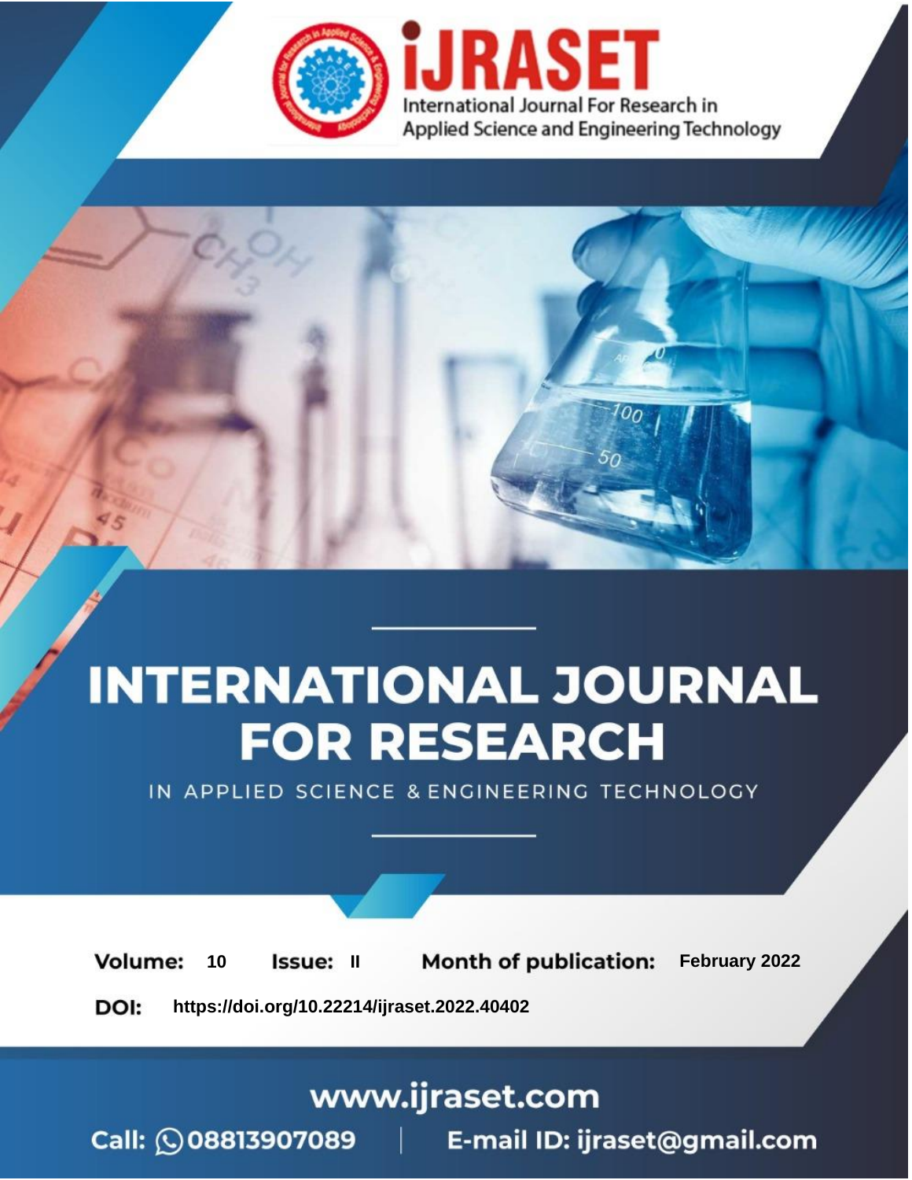# iJRASET

International Journal For Research in Applied Science and Engineering Technology

# INTERNATIONAL JOURNAL FOR RESEARCH

IN APPLIED SCIENCE & ENGINEERING TECHNOLOGY

**Volume:** 10 **Issue:** II **Month of publication:** February 2022

**DOI:** https://doi.org/10.22214/ijraset.2022.40402

www.ijraset.com

Call: 08813907089 | E-mail ID: ijraset@gmail.com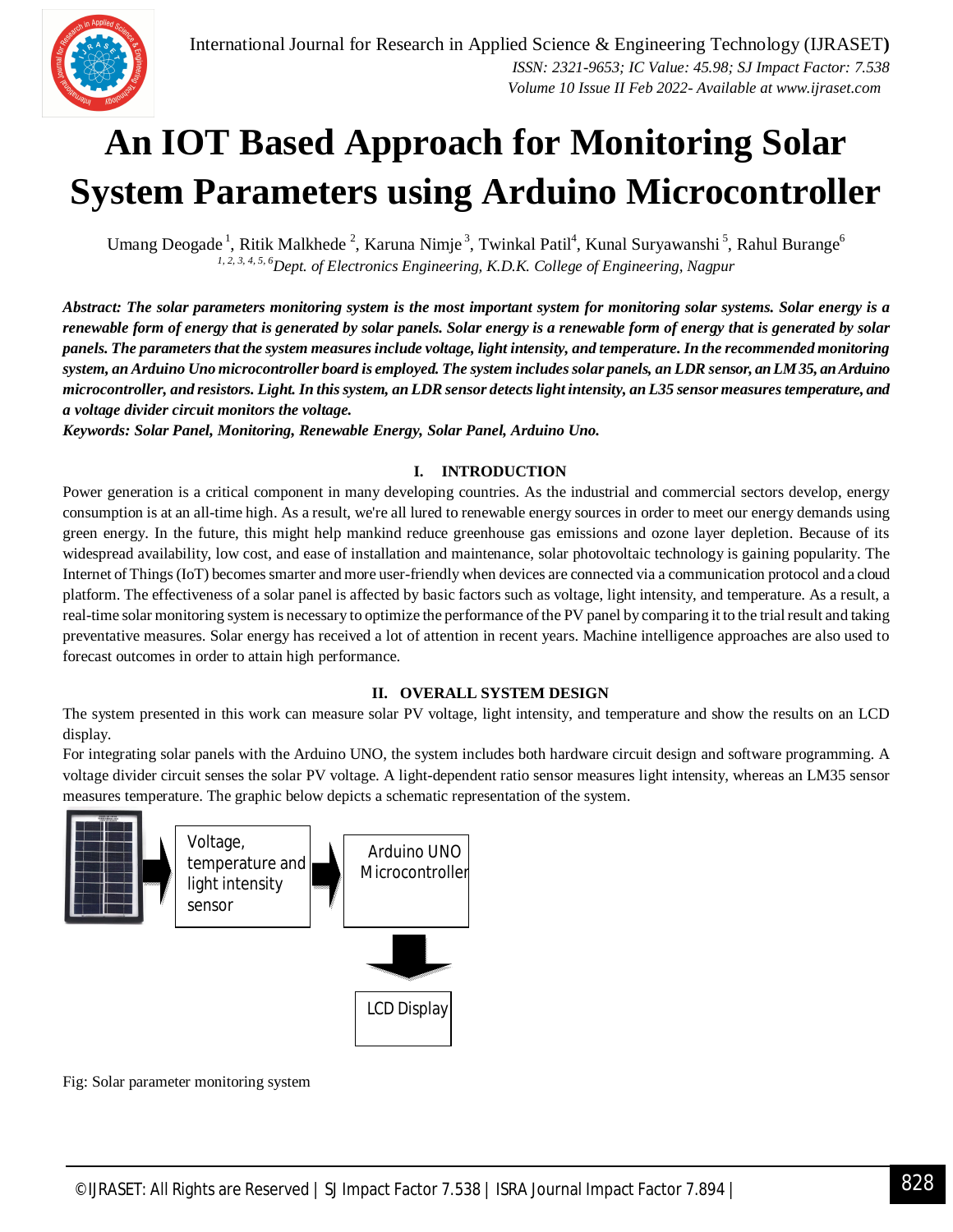# An IOT Based Approach for Monitoring Solar System Parameters using Arduino Microcontroller

Umang Deogade [1], Ritik Malkhede [2], Karuna Nimje [3], Twinkal Patil[4], Kunal Suryawanshi [5], Rahul Burange[6]

[1, 2, 3, 4, 5, 6]*Dept. of Electronics Engineering, K.D.K. College of Engineering, Nagpur*

***Abstract: The solar parameters monitoring system is the most important system for monitoring solar systems. Solar energy is a renewable form of energy that is generated by solar panels. Solar energy is a renewable form of energy that is generated by solar panels. The parameters that the system measures include voltage, light intensity, and temperature. In the recommended monitoring system, an Arduino Uno microcontroller board is employed. The system includes solar panels, an LDR sensor, an LM35, an Arduino microcontroller, and resistors. Light. In this system, an LDR sensor detects light intensity, an L35 sensor measures temperature, and a voltage divider circuit monitors the voltage.***

***Keywords: Solar Panel, Monitoring, Renewable Energy, Solar Panel, Arduino Uno.***

## I. INTRODUCTION

Power generation is a critical component in many developing countries. As the industrial and commercial sectors develop, energy consumption is at an all-time high. As a result, we're all lured to renewable energy sources in order to meet our energy demands using green energy. In the future, this might help mankind reduce greenhouse gas emissions and ozone layer depletion. Because of its widespread availability, low cost, and ease of installation and maintenance, solar photovoltaic technology is gaining popularity. The Internet of Things (IoT) becomes smarter and more user-friendly when devices are connected via a communication protocol and a cloud platform. The effectiveness of a solar panel is affected by basic factors such as voltage, light intensity, and temperature. As a result, a real-time solar monitoring system is necessary to optimize the performance of the PV panel by comparing it to the trial result and taking preventative measures. Solar energy has received a lot of attention in recent years. Machine intelligence approaches are also used to forecast outcomes in order to attain high performance.

## II. OVERALL SYSTEM DESIGN

The system presented in this work can measure solar PV voltage, light intensity, and temperature and show the results on an LCD display.

For integrating solar panels with the Arduino UNO, the system includes both hardware circuit design and software programming. A voltage divider circuit senses the solar PV voltage. A light-dependent ratio sensor measures light intensity, whereas an LM35 sensor measures temperature. The graphic below depicts a schematic representation of the system.

Voltage, temperature and light intensity sensor → Arduino UNO Microcontroller → LCD Display

Fig: Solar parameter monitoring system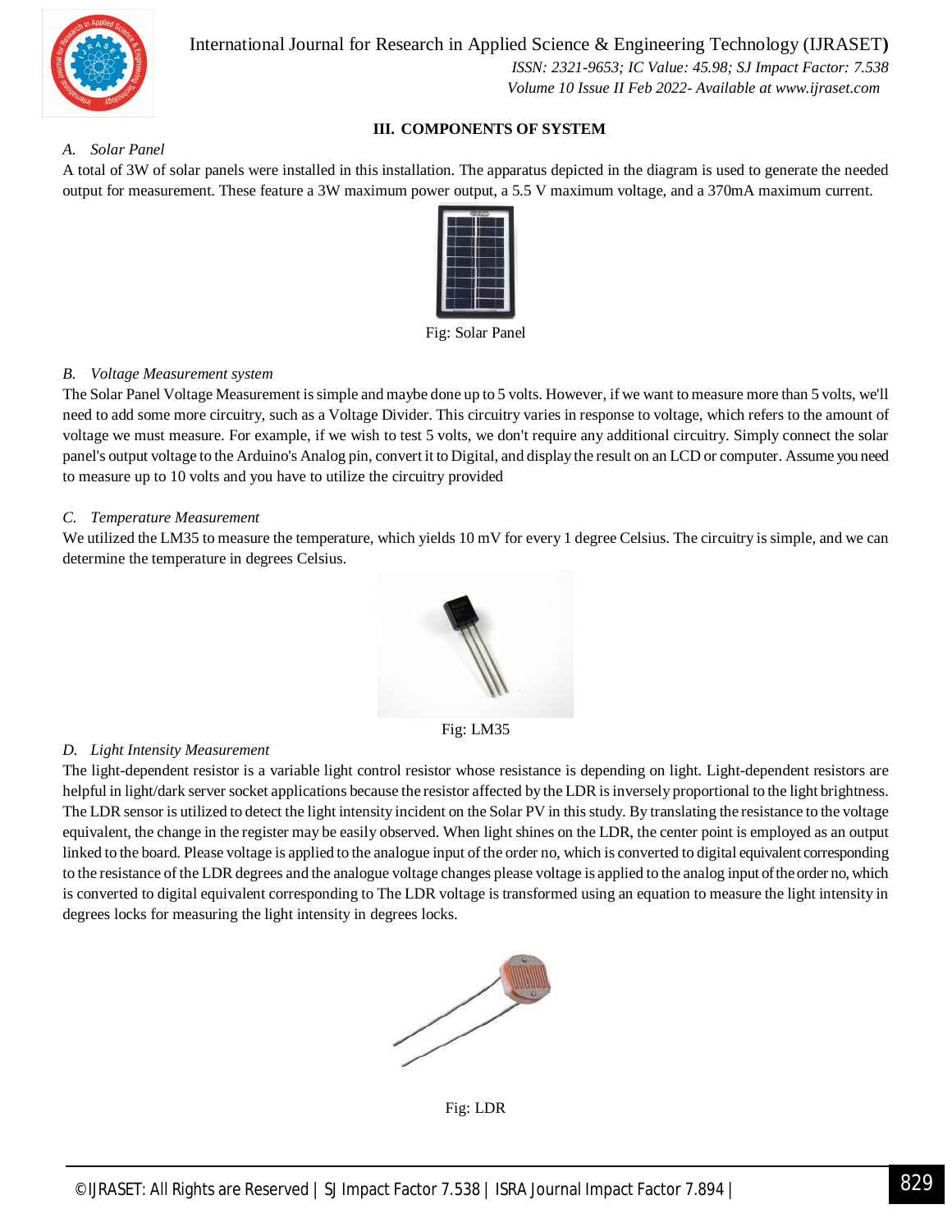## III. COMPONENTS OF SYSTEM

### *A. Solar Panel*

A total of 3W of solar panels were installed in this installation. The apparatus depicted in the diagram is used to generate the needed output for measurement. These feature a 3W maximum power output, a 5.5 V maximum voltage, and a 370mA maximum current.

Fig: Solar Panel

### *B. Voltage Measurement system*

The Solar Panel Voltage Measurement is simple and maybe done up to 5 volts. However, if we want to measure more than 5 volts, we'll need to add some more circuitry, such as a Voltage Divider. This circuitry varies in response to voltage, which refers to the amount of voltage we must measure. For example, if we wish to test 5 volts, we don't require any additional circuitry. Simply connect the solar panel's output voltage to the Arduino's Analog pin, convert it to Digital, and display the result on an LCD or computer. Assume you need to measure up to 10 volts and you have to utilize the circuitry provided

### *C. Temperature Measurement*

We utilized the LM35 to measure the temperature, which yields 10 mV for every 1 degree Celsius. The circuitry is simple, and we can determine the temperature in degrees Celsius.

Fig: LM35

### *D. Light Intensity Measurement*

The light-dependent resistor is a variable light control resistor whose resistance is depending on light. Light-dependent resistors are helpful in light/dark server socket applications because the resistor affected by the LDR is inversely proportional to the light brightness. The LDR sensor is utilized to detect the light intensity incident on the Solar PV in this study. By translating the resistance to the voltage equivalent, the change in the register may be easily observed. When light shines on the LDR, the center point is employed as an output linked to the board. Please voltage is applied to the analogue input of the order no, which is converted to digital equivalent corresponding to the resistance of the LDR degrees and the analogue voltage changes please voltage is applied to the analog input of the order no, which is converted to digital equivalent corresponding to The LDR voltage is transformed using an equation to measure the light intensity in degrees locks for measuring the light intensity in degrees locks.

Fig: LDR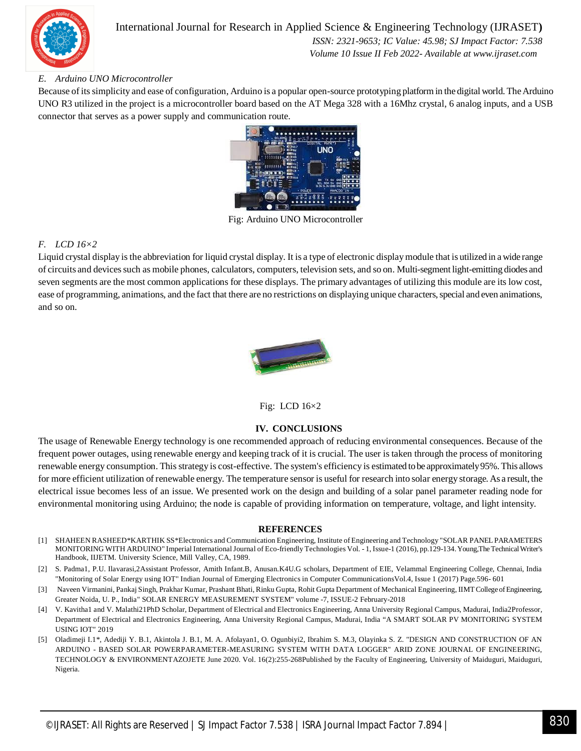*E. Arduino UNO Microcontroller*

Because of its simplicity and ease of configuration, Arduino is a popular open-source prototyping platform in the digital world. The Arduino UNO R3 utilized in the project is a microcontroller board based on the AT Mega 328 with a 16Mhz crystal, 6 analog inputs, and a USB connector that serves as a power supply and communication route.

Fig: Arduino UNO Microcontroller

*F. LCD 16×2*

Liquid crystal display is the abbreviation for liquid crystal display. It is a type of electronic display module that is utilized in a wide range of circuits and devices such as mobile phones, calculators, computers, television sets, and so on. Multi-segment light-emitting diodes and seven segments are the most common applications for these displays. The primary advantages of utilizing this module are its low cost, ease of programming, animations, and the fact that there are no restrictions on displaying unique characters, special and even animations, and so on.

Fig: LCD 16×2

## IV. CONCLUSIONS

The usage of Renewable Energy technology is one recommended approach of reducing environmental consequences. Because of the frequent power outages, using renewable energy and keeping track of it is crucial. The user is taken through the process of monitoring renewable energy consumption. This strategy is cost-effective. The system's efficiency is estimated to be approximately 95%. This allows for more efficient utilization of renewable energy. The temperature sensor is useful for research into solar energy storage. As a result, the electrical issue becomes less of an issue. We presented work on the design and building of a solar panel parameter reading node for environmental monitoring using Arduino; the node is capable of providing information on temperature, voltage, and light intensity.

## REFERENCES

[1] SHAHEEN RASHEED*KARTHIK SS*Electronics and Communication Engineering, Institute of Engineering and Technology "SOLAR PANEL PARAMETERS MONITORING WITH ARDUINO" Imperial International Journal of Eco-friendly Technologies Vol. - 1, Issue-1 (2016), pp.129-134. Young,The Technical Writer's Handbook, IIJETM. University Science, Mill Valley, CA, 1989.

[2] S. Padma1, P.U. Ilavarasi,2Assistant Professor, Amith Infant.B, Anusan.K4U.G scholars, Department of EIE, Velammal Engineering College, Chennai, India "Monitoring of Solar Energy using IOT" Indian Journal of Emerging Electronics in Computer CommunicationsVol.4, Issue 1 (2017) Page.596- 601

[3] Naveen Virmanini, Pankaj Singh, Prakhar Kumar, Prashant Bhati, Rinku Gupta, Rohit Gupta Department of Mechanical Engineering, IIMT College of Engineering, Greater Noida, U. P., India" SOLAR ENERGY MEASUREMENT SYSTEM" volume -7, ISSUE-2 February-2018

[4] V. Kavitha1 and V. Malathi21PhD Scholar, Department of Electrical and Electronics Engineering, Anna University Regional Campus, Madurai, India2Professor, Department of Electrical and Electronics Engineering, Anna University Regional Campus, Madurai, India "A SMART SOLAR PV MONITORING SYSTEM USING IOT" 2019

[5] Oladimeji I.1*, Adediji Y. B.1, Akintola J. B.1, M. A. Afolayan1, O. Ogunbiyi2, Ibrahim S. M.3, Olayinka S. Z. "DESIGN AND CONSTRUCTION OF AN ARDUINO - BASED SOLAR POWERPARAMETER-MEASURING SYSTEM WITH DATA LOGGER" ARID ZONE JOURNAL OF ENGINEERING, TECHNOLOGY & ENVIRONMENTAZOJETE June 2020. Vol. 16(2):255-268Published by the Faculty of Engineering, University of Maiduguri, Maiduguri, Nigeria.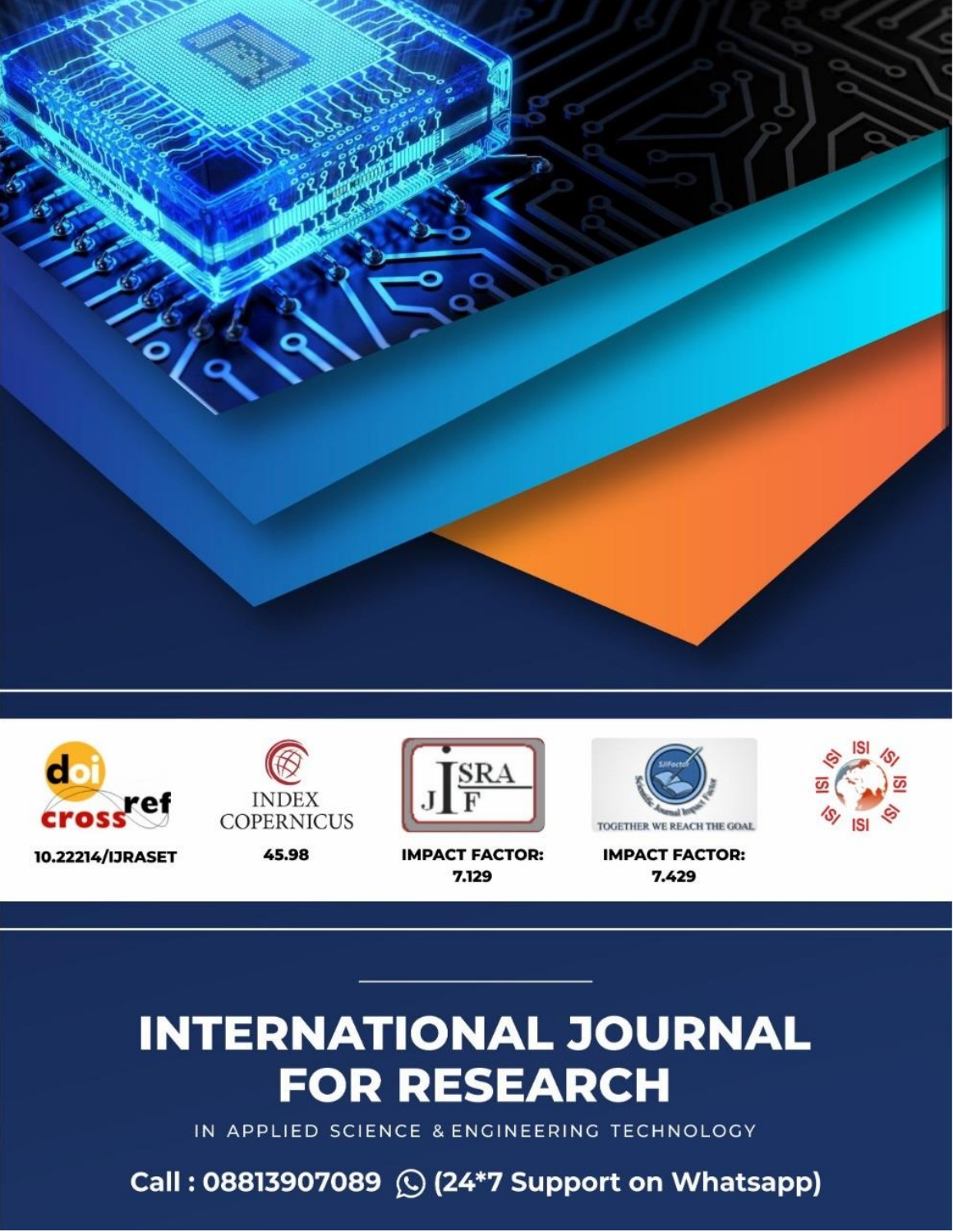10.22214/IJRASET

INDEX COPERNICUS

45.98

IMPACT FACTOR: 7.129

IMPACT FACTOR: 7.429

TOGETHER WE REACH THE GOAL

# INTERNATIONAL JOURNAL FOR RESEARCH

IN APPLIED SCIENCE & ENGINEERING TECHNOLOGY

Call : 08813907089 (24*7 Support on Whatsapp)